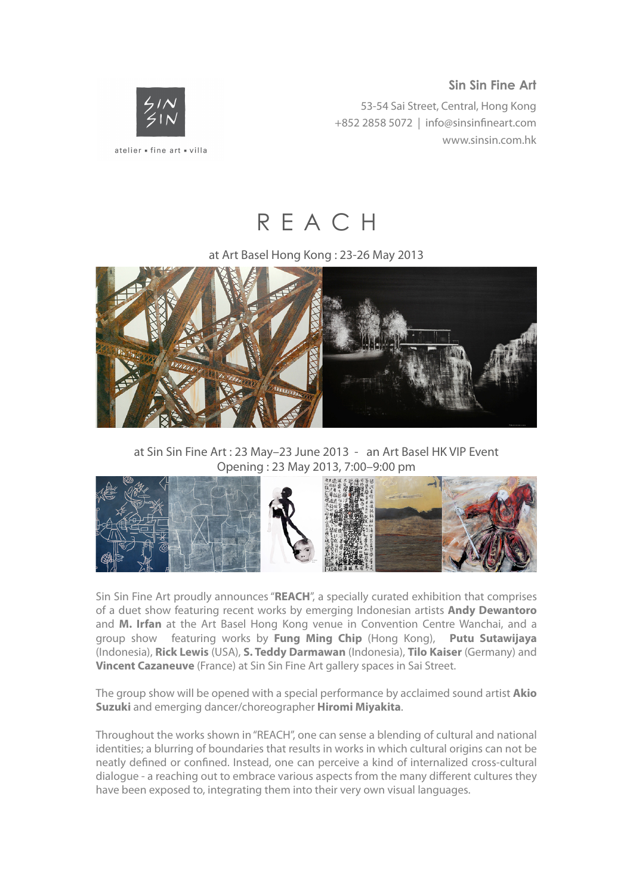SIN SIN

atelier ▪ fine art ▪ villa

**Sin Sin Fine Art**

53-54 Sai Street, Central, Hong Kong
+852 2858 5072 | info@sinsinfineart.com
www.sinsin.com.hk

# REACH

at Art Basel Hong Kong : 23-26 May 2013

at Sin Sin Fine Art : 23 May–23 June 2013 - an Art Basel HK VIP Event
Opening : 23 May 2013, 7:00–9:00 pm

Sin Sin Fine Art proudly announces "**REACH**", a specially curated exhibition that comprises of a duet show featuring recent works by emerging Indonesian artists **Andy Dewantoro** and **M. Irfan** at the Art Basel Hong Kong venue in Convention Centre Wanchai, and a group show featuring works by **Fung Ming Chip** (Hong Kong), **Putu Sutawijaya** (Indonesia), **Rick Lewis** (USA), **S. Teddy Darmawan** (Indonesia), **Tilo Kaiser** (Germany) and **Vincent Cazaneuve** (France) at Sin Sin Fine Art gallery spaces in Sai Street.

The group show will be opened with a special performance by acclaimed sound artist **Akio Suzuki** and emerging dancer/choreographer **Hiromi Miyakita**.

Throughout the works shown in "REACH", one can sense a blending of cultural and national identities; a blurring of boundaries that results in works in which cultural origins can not be neatly defined or confined. Instead, one can perceive a kind of internalized cross-cultural dialogue - a reaching out to embrace various aspects from the many different cultures they have been exposed to, integrating them into their very own visual languages.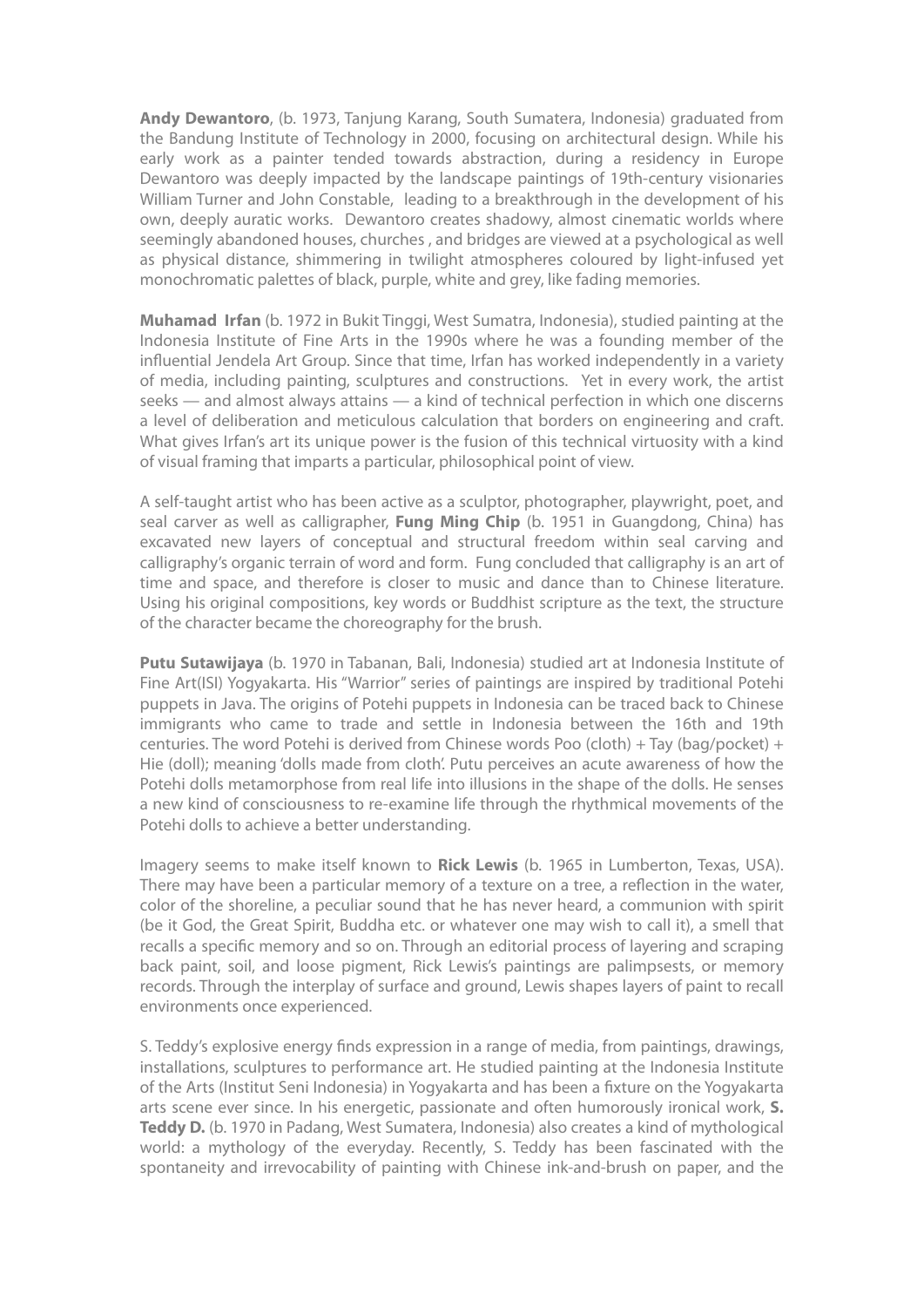**Andy Dewantoro**, (b. 1973, Tanjung Karang, South Sumatera, Indonesia) graduated from the Bandung Institute of Technology in 2000, focusing on architectural design. While his early work as a painter tended towards abstraction, during a residency in Europe Dewantoro was deeply impacted by the landscape paintings of 19th-century visionaries William Turner and John Constable, leading to a breakthrough in the development of his own, deeply auratic works. Dewantoro creates shadowy, almost cinematic worlds where seemingly abandoned houses, churches , and bridges are viewed at a psychological as well as physical distance, shimmering in twilight atmospheres coloured by light-infused yet monochromatic palettes of black, purple, white and grey, like fading memories.

**Muhamad Irfan** (b. 1972 in Bukit Tinggi, West Sumatra, Indonesia), studied painting at the Indonesia Institute of Fine Arts in the 1990s where he was a founding member of the influential Jendela Art Group. Since that time, Irfan has worked independently in a variety of media, including painting, sculptures and constructions. Yet in every work, the artist seeks — and almost always attains — a kind of technical perfection in which one discerns a level of deliberation and meticulous calculation that borders on engineering and craft. What gives Irfan's art its unique power is the fusion of this technical virtuosity with a kind of visual framing that imparts a particular, philosophical point of view.

A self-taught artist who has been active as a sculptor, photographer, playwright, poet, and seal carver as well as calligrapher, **Fung Ming Chip** (b. 1951 in Guangdong, China) has excavated new layers of conceptual and structural freedom within seal carving and calligraphy's organic terrain of word and form. Fung concluded that calligraphy is an art of time and space, and therefore is closer to music and dance than to Chinese literature. Using his original compositions, key words or Buddhist scripture as the text, the structure of the character became the choreography for the brush.

**Putu Sutawijaya** (b. 1970 in Tabanan, Bali, Indonesia) studied art at Indonesia Institute of Fine Art(ISI) Yogyakarta. His "Warrior" series of paintings are inspired by traditional Potehi puppets in Java. The origins of Potehi puppets in Indonesia can be traced back to Chinese immigrants who came to trade and settle in Indonesia between the 16th and 19th centuries. The word Potehi is derived from Chinese words Poo (cloth) + Tay (bag/pocket) + Hie (doll); meaning 'dolls made from cloth'. Putu perceives an acute awareness of how the Potehi dolls metamorphose from real life into illusions in the shape of the dolls. He senses a new kind of consciousness to re-examine life through the rhythmical movements of the Potehi dolls to achieve a better understanding.

Imagery seems to make itself known to **Rick Lewis** (b. 1965 in Lumberton, Texas, USA). There may have been a particular memory of a texture on a tree, a reflection in the water, color of the shoreline, a peculiar sound that he has never heard, a communion with spirit (be it God, the Great Spirit, Buddha etc. or whatever one may wish to call it), a smell that recalls a specific memory and so on. Through an editorial process of layering and scraping back paint, soil, and loose pigment, Rick Lewis's paintings are palimpsests, or memory records. Through the interplay of surface and ground, Lewis shapes layers of paint to recall environments once experienced.

S. Teddy's explosive energy finds expression in a range of media, from paintings, drawings, installations, sculptures to performance art. He studied painting at the Indonesia Institute of the Arts (Institut Seni Indonesia) in Yogyakarta and has been a fixture on the Yogyakarta arts scene ever since. In his energetic, passionate and often humorously ironical work, **S. Teddy D.** (b. 1970 in Padang, West Sumatera, Indonesia) also creates a kind of mythological world: a mythology of the everyday. Recently, S. Teddy has been fascinated with the spontaneity and irrevocability of painting with Chinese ink-and-brush on paper, and the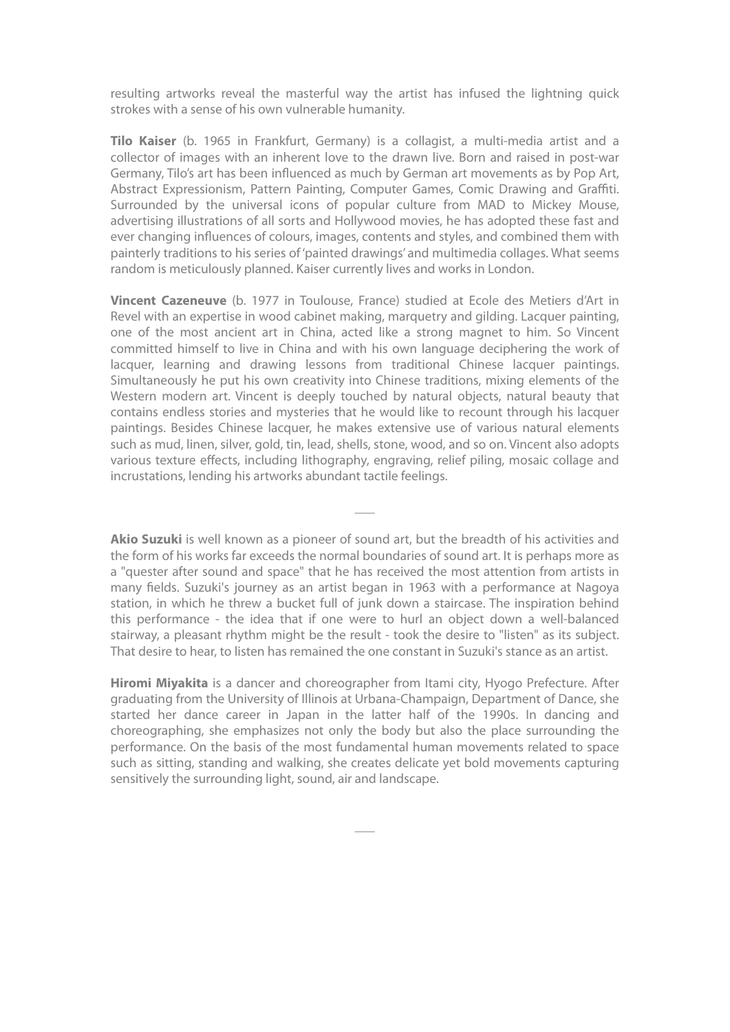resulting artworks reveal the masterful way the artist has infused the lightning quick strokes with a sense of his own vulnerable humanity.

**Tilo Kaiser** (b. 1965 in Frankfurt, Germany) is a collagist, a multi-media artist and a collector of images with an inherent love to the drawn live. Born and raised in post-war Germany, Tilo's art has been influenced as much by German art movements as by Pop Art, Abstract Expressionism, Pattern Painting, Computer Games, Comic Drawing and Graffiti. Surrounded by the universal icons of popular culture from MAD to Mickey Mouse, advertising illustrations of all sorts and Hollywood movies, he has adopted these fast and ever changing influences of colours, images, contents and styles, and combined them with painterly traditions to his series of 'painted drawings' and multimedia collages. What seems random is meticulously planned. Kaiser currently lives and works in London.

**Vincent Cazeneuve** (b. 1977 in Toulouse, France) studied at Ecole des Metiers d'Art in Revel with an expertise in wood cabinet making, marquetry and gilding. Lacquer painting, one of the most ancient art in China, acted like a strong magnet to him. So Vincent committed himself to live in China and with his own language deciphering the work of lacquer, learning and drawing lessons from traditional Chinese lacquer paintings. Simultaneously he put his own creativity into Chinese traditions, mixing elements of the Western modern art. Vincent is deeply touched by natural objects, natural beauty that contains endless stories and mysteries that he would like to recount through his lacquer paintings. Besides Chinese lacquer, he makes extensive use of various natural elements such as mud, linen, silver, gold, tin, lead, shells, stone, wood, and so on. Vincent also adopts various texture effects, including lithography, engraving, relief piling, mosaic collage and incrustations, lending his artworks abundant tactile feelings.

---

**Akio Suzuki** is well known as a pioneer of sound art, but the breadth of his activities and the form of his works far exceeds the normal boundaries of sound art. It is perhaps more as a "quester after sound and space" that he has received the most attention from artists in many fields. Suzuki's journey as an artist began in 1963 with a performance at Nagoya station, in which he threw a bucket full of junk down a staircase. The inspiration behind this performance - the idea that if one were to hurl an object down a well-balanced stairway, a pleasant rhythm might be the result - took the desire to "listen" as its subject. That desire to hear, to listen has remained the one constant in Suzuki's stance as an artist.

**Hiromi Miyakita** is a dancer and choreographer from Itami city, Hyogo Prefecture. After graduating from the University of Illinois at Urbana-Champaign, Department of Dance, she started her dance career in Japan in the latter half of the 1990s. In dancing and choreographing, she emphasizes not only the body but also the place surrounding the performance. On the basis of the most fundamental human movements related to space such as sitting, standing and walking, she creates delicate yet bold movements capturing sensitively the surrounding light, sound, air and landscape.

---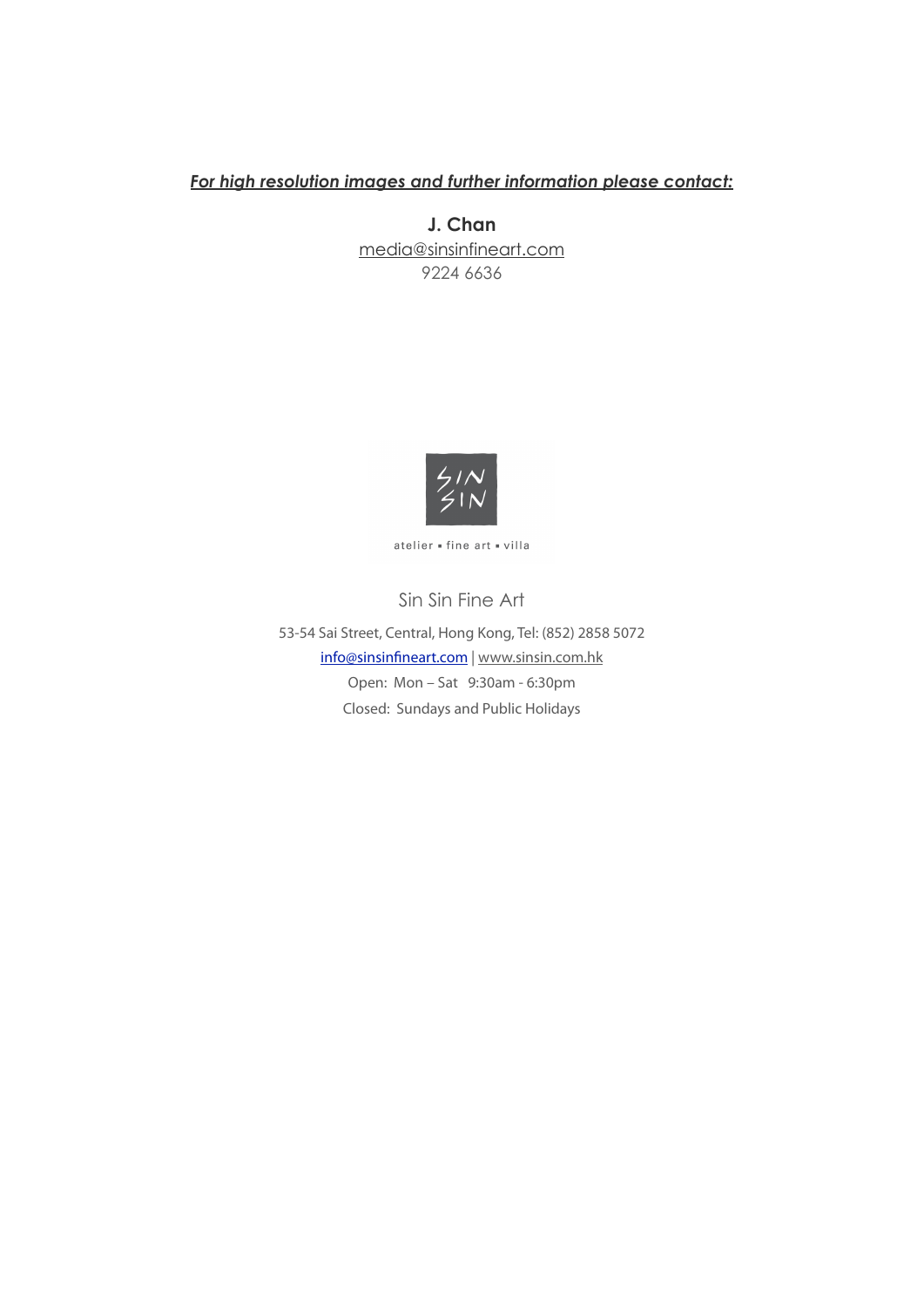***For high resolution images and further information please contact:***

**J. Chan**
media@sinsinfineart.com
9224 6636

atelier ▪ fine art ▪ villa

Sin Sin Fine Art

53-54 Sai Street, Central, Hong Kong, Tel: (852) 2858 5072
info@sinsinfineart.com | www.sinsin.com.hk
Open: Mon – Sat 9:30am - 6:30pm
Closed: Sundays and Public Holidays